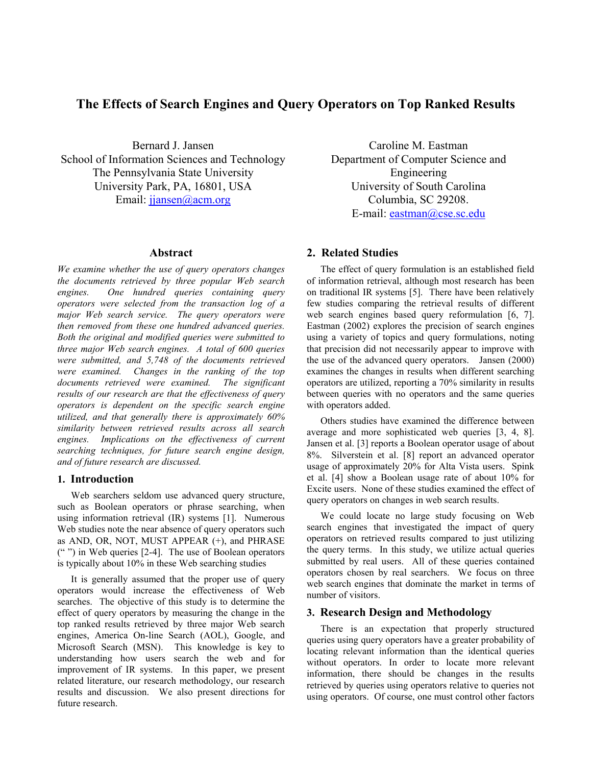# The Effects of Search Engines and Query Operators on Top Ranked Results

Bernard J. Jansen
School of Information Sciences and Technology
The Pennsylvania State University
University Park, PA, 16801, USA
Email: jjansen@acm.org

Caroline M. Eastman
Department of Computer Science and Engineering
University of South Carolina
Columbia, SC 29208.
E-mail: eastman@cse.sc.edu

## Abstract

*We examine whether the use of query operators changes the documents retrieved by three popular Web search engines. One hundred queries containing query operators were selected from the transaction log of a major Web search service. The query operators were then removed from these one hundred advanced queries. Both the original and modified queries were submitted to three major Web search engines. A total of 600 queries were submitted, and 5,748 of the documents retrieved were examined. Changes in the ranking of the top documents retrieved were examined. The significant results of our research are that the effectiveness of query operators is dependent on the specific search engine utilized, and that generally there is approximately 60% similarity between retrieved results across all search engines. Implications on the effectiveness of current searching techniques, for future search engine design, and of future research are discussed.*

## 1. Introduction

Web searchers seldom use advanced query structure, such as Boolean operators or phrase searching, when using information retrieval (IR) systems [1]. Numerous Web studies note the near absence of query operators such as AND, OR, NOT, MUST APPEAR (+), and PHRASE (" ") in Web queries [2-4]. The use of Boolean operators is typically about 10% in these Web searching studies

It is generally assumed that the proper use of query operators would increase the effectiveness of Web searches. The objective of this study is to determine the effect of query operators by measuring the change in the top ranked results retrieved by three major Web search engines, America On-line Search (AOL), Google, and Microsoft Search (MSN). This knowledge is key to understanding how users search the web and for improvement of IR systems. In this paper, we present related literature, our research methodology, our research results and discussion. We also present directions for future research.

## 2. Related Studies

The effect of query formulation is an established field of information retrieval, although most research has been on traditional IR systems [5]. There have been relatively few studies comparing the retrieval results of different web search engines based query reformulation [6, 7]. Eastman (2002) explores the precision of search engines using a variety of topics and query formulations, noting that precision did not necessarily appear to improve with the use of the advanced query operators. Jansen (2000) examines the changes in results when different searching operators are utilized, reporting a 70% similarity in results between queries with no operators and the same queries with operators added.

Others studies have examined the difference between average and more sophisticated web queries [3, 4, 8]. Jansen et al. [3] reports a Boolean operator usage of about 8%. Silverstein et al. [8] report an advanced operator usage of approximately 20% for Alta Vista users. Spink et al. [4] show a Boolean usage rate of about 10% for Excite users. None of these studies examined the effect of query operators on changes in web search results.

We could locate no large study focusing on Web search engines that investigated the impact of query operators on retrieved results compared to just utilizing the query terms. In this study, we utilize actual queries submitted by real users. All of these queries contained operators chosen by real searchers. We focus on three web search engines that dominate the market in terms of number of visitors.

## 3. Research Design and Methodology

There is an expectation that properly structured queries using query operators have a greater probability of locating relevant information than the identical queries without operators. In order to locate more relevant information, there should be changes in the results retrieved by queries using operators relative to queries not using operators. Of course, one must control other factors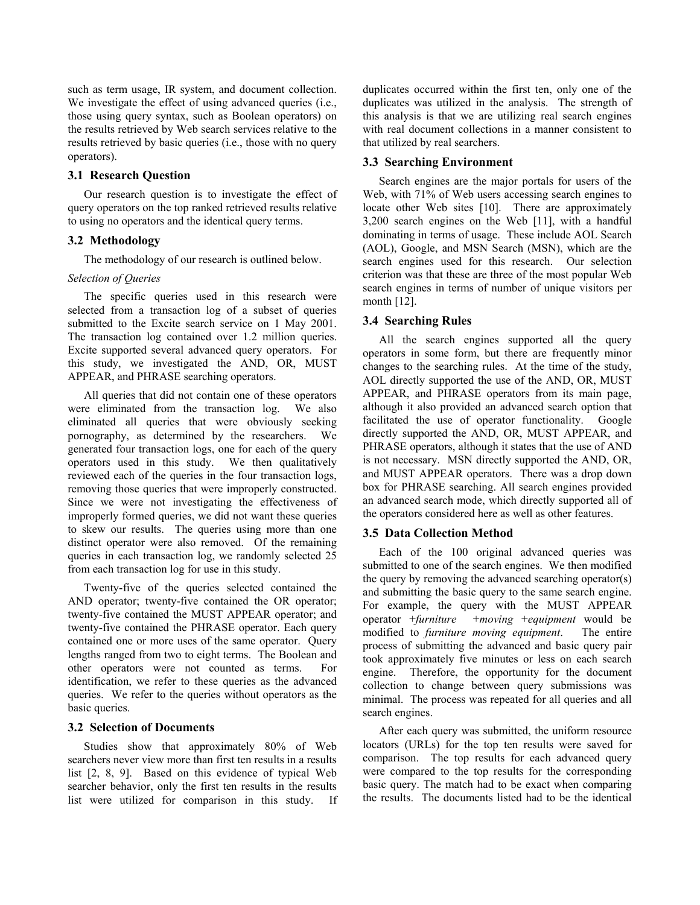such as term usage, IR system, and document collection. We investigate the effect of using advanced queries (i.e., those using query syntax, such as Boolean operators) on the results retrieved by Web search services relative to the results retrieved by basic queries (i.e., those with no query operators).

### 3.1 Research Question

Our research question is to investigate the effect of query operators on the top ranked retrieved results relative to using no operators and the identical query terms.

### 3.2 Methodology

The methodology of our research is outlined below.

*Selection of Queries*

The specific queries used in this research were selected from a transaction log of a subset of queries submitted to the Excite search service on 1 May 2001. The transaction log contained over 1.2 million queries. Excite supported several advanced query operators. For this study, we investigated the AND, OR, MUST APPEAR, and PHRASE searching operators.

All queries that did not contain one of these operators were eliminated from the transaction log. We also eliminated all queries that were obviously seeking pornography, as determined by the researchers. We generated four transaction logs, one for each of the query operators used in this study. We then qualitatively reviewed each of the queries in the four transaction logs, removing those queries that were improperly constructed. Since we were not investigating the effectiveness of improperly formed queries, we did not want these queries to skew our results. The queries using more than one distinct operator were also removed. Of the remaining queries in each transaction log, we randomly selected 25 from each transaction log for use in this study.

Twenty-five of the queries selected contained the AND operator; twenty-five contained the OR operator; twenty-five contained the MUST APPEAR operator; and twenty-five contained the PHRASE operator. Each query contained one or more uses of the same operator. Query lengths ranged from two to eight terms. The Boolean and other operators were not counted as terms. For identification, we refer to these queries as the advanced queries. We refer to the queries without operators as the basic queries.

### 3.2 Selection of Documents

Studies show that approximately 80% of Web searchers never view more than first ten results in a results list [2, 8, 9]. Based on this evidence of typical Web searcher behavior, only the first ten results in the results list were utilized for comparison in this study. If duplicates occurred within the first ten, only one of the duplicates was utilized in the analysis. The strength of this analysis is that we are utilizing real search engines with real document collections in a manner consistent to that utilized by real searchers.

### 3.3 Searching Environment

Search engines are the major portals for users of the Web, with 71% of Web users accessing search engines to locate other Web sites [10]. There are approximately 3,200 search engines on the Web [11], with a handful dominating in terms of usage. These include AOL Search (AOL), Google, and MSN Search (MSN), which are the search engines used for this research. Our selection criterion was that these are three of the most popular Web search engines in terms of number of unique visitors per month [12].

### 3.4 Searching Rules

All the search engines supported all the query operators in some form, but there are frequently minor changes to the searching rules. At the time of the study, AOL directly supported the use of the AND, OR, MUST APPEAR, and PHRASE operators from its main page, although it also provided an advanced search option that facilitated the use of operator functionality. Google directly supported the AND, OR, MUST APPEAR, and PHRASE operators, although it states that the use of AND is not necessary. MSN directly supported the AND, OR, and MUST APPEAR operators. There was a drop down box for PHRASE searching. All search engines provided an advanced search mode, which directly supported all of the operators considered here as well as other features.

### 3.5 Data Collection Method

Each of the 100 original advanced queries was submitted to one of the search engines. We then modified the query by removing the advanced searching operator(s) and submitting the basic query to the same search engine. For example, the query with the MUST APPEAR operator *+furniture +moving +equipment* would be modified to *furniture moving equipment*. The entire process of submitting the advanced and basic query pair took approximately five minutes or less on each search engine. Therefore, the opportunity for the document collection to change between query submissions was minimal. The process was repeated for all queries and all search engines.

After each query was submitted, the uniform resource locators (URLs) for the top ten results were saved for comparison. The top results for each advanced query were compared to the top results for the corresponding basic query. The match had to be exact when comparing the results. The documents listed had to be the identical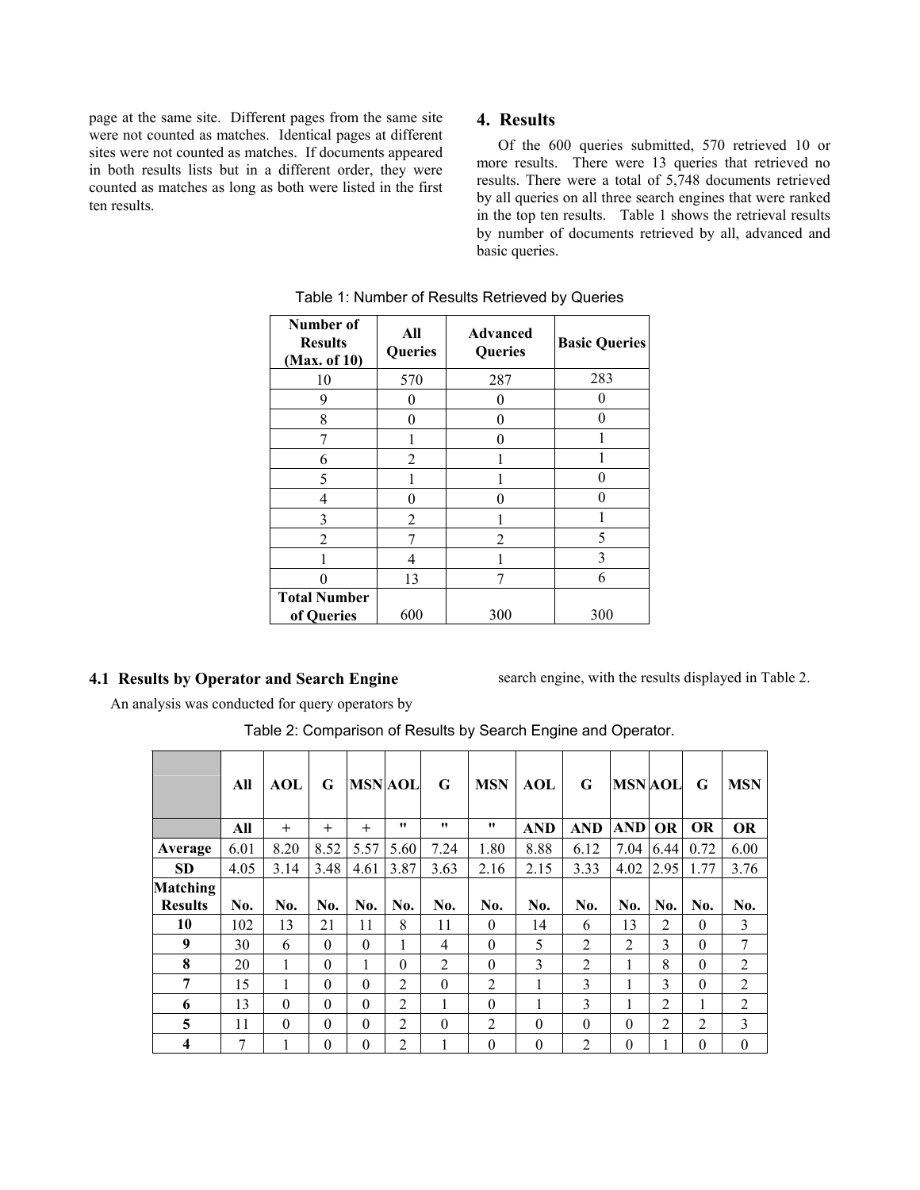page at the same site. Different pages from the same site were not counted as matches. Identical pages at different sites were not counted as matches. If documents appeared in both results lists but in a different order, they were counted as matches as long as both were listed in the first ten results.

## 4. Results

Of the 600 queries submitted, 570 retrieved 10 or more results. There were 13 queries that retrieved no results. There were a total of 5,748 documents retrieved by all queries on all three search engines that were ranked in the top ten results. Table 1 shows the retrieval results by number of documents retrieved by all, advanced and basic queries.

Table 1: Number of Results Retrieved by Queries

| Number of Results (Max. of 10) | All Queries | Advanced Queries | Basic Queries |
|---|---|---|---|
| 10 | 570 | 287 | 283 |
| 9 | 0 | 0 | 0 |
| 8 | 0 | 0 | 0 |
| 7 | 1 | 0 | 1 |
| 6 | 2 | 1 | 1 |
| 5 | 1 | 1 | 0 |
| 4 | 0 | 0 | 0 |
| 3 | 2 | 1 | 1 |
| 2 | 7 | 2 | 5 |
| 1 | 4 | 1 | 3 |
| 0 | 13 | 7 | 6 |
| **Total Number of Queries** | 600 | 300 | 300 |

### 4.1 Results by Operator and Search Engine

An analysis was conducted for query operators by search engine, with the results displayed in Table 2.

Table 2: Comparison of Results by Search Engine and Operator.

| | All | AOL | G | MSN | AOL | G | MSN | AOL | G | MSN | AOL | G | MSN |
|---|---|---|---|---|---|---|---|---|---|---|---|---|---|
| | **All** | + | + | + | " | " | " | **AND** | **AND** | **AND** | **OR** | **OR** | **OR** |
| **Average** | 6.01 | 8.20 | 8.52 | 5.57 | 5.60 | 7.24 | 1.80 | 8.88 | 6.12 | 7.04 | 6.44 | 0.72 | 6.00 |
| **SD** | 4.05 | 3.14 | 3.48 | 4.61 | 3.87 | 3.63 | 2.16 | 2.15 | 3.33 | 4.02 | 2.95 | 1.77 | 3.76 |
| **Matching Results** | **No.** | **No.** | **No.** | **No.** | **No.** | **No.** | **No.** | **No.** | **No.** | **No.** | **No.** | **No.** | **No.** |
| **10** | 102 | 13 | 21 | 11 | 8 | 11 | 0 | 14 | 6 | 13 | 2 | 0 | 3 |
| **9** | 30 | 6 | 0 | 0 | 1 | 4 | 0 | 5 | 2 | 2 | 3 | 0 | 7 |
| **8** | 20 | 1 | 0 | 1 | 0 | 2 | 0 | 3 | 2 | 1 | 8 | 0 | 2 |
| **7** | 15 | 1 | 0 | 0 | 2 | 0 | 2 | 1 | 3 | 1 | 3 | 0 | 2 |
| **6** | 13 | 0 | 0 | 0 | 2 | 1 | 0 | 1 | 3 | 1 | 2 | 1 | 2 |
| **5** | 11 | 0 | 0 | 0 | 2 | 0 | 2 | 0 | 0 | 0 | 2 | 2 | 3 |
| **4** | 7 | 1 | 0 | 0 | 2 | 1 | 0 | 0 | 2 | 0 | 1 | 0 | 0 |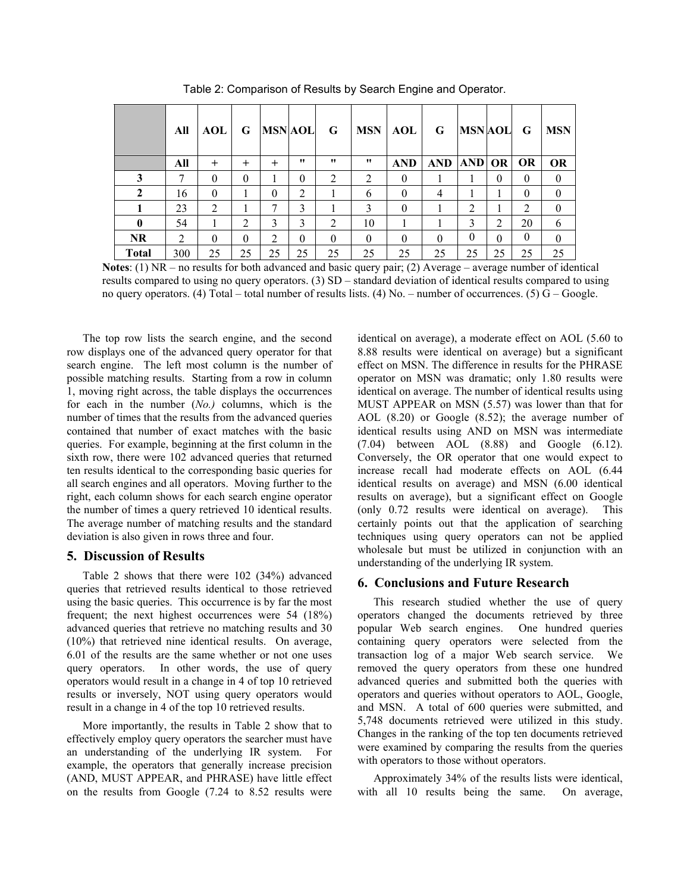Table 2: Comparison of Results by Search Engine and Operator.

| | All | AOL | G | MSN | AOL | G | MSN | AOL | G | MSN | AOL | G | MSN |
|---|---|---|---|---|---|---|---|---|---|---|---|---|---|
| | **All** | + | + | + | " | " | " | **AND** | **AND** | **AND** | **OR** | **OR** | **OR** |
| **3** | 7 | 0 | 0 | 1 | 0 | 2 | 2 | 0 | 1 | 1 | 0 | 0 | 0 |
| **2** | 16 | 0 | 1 | 0 | 2 | 1 | 6 | 0 | 4 | 1 | 1 | 0 | 0 |
| **1** | 23 | 2 | 1 | 7 | 3 | 1 | 3 | 0 | 1 | 2 | 1 | 2 | 0 |
| **0** | 54 | 1 | 2 | 3 | 3 | 2 | 10 | 1 | 1 | 3 | 2 | 20 | 6 |
| **NR** | 2 | 0 | 0 | 2 | 0 | 0 | 0 | 0 | 0 | 0 | 0 | 0 | 0 |
| **Total** | 300 | 25 | 25 | 25 | 25 | 25 | 25 | 25 | 25 | 25 | 25 | 25 | 25 |

**Notes**: (1) NR – no results for both advanced and basic query pair; (2) Average – average number of identical results compared to using no query operators. (3) SD – standard deviation of identical results compared to using no query operators. (4) Total – total number of results lists. (4) No. – number of occurrences. (5) G – Google.

The top row lists the search engine, and the second row displays one of the advanced query operator for that search engine. The left most column is the number of possible matching results. Starting from a row in column 1, moving right across, the table displays the occurrences for each in the number (*No.)* columns, which is the number of times that the results from the advanced queries contained that number of exact matches with the basic queries. For example, beginning at the first column in the sixth row, there were 102 advanced queries that returned ten results identical to the corresponding basic queries for all search engines and all operators. Moving further to the right, each column shows for each search engine operator the number of times a query retrieved 10 identical results. The average number of matching results and the standard deviation is also given in rows three and four.

## 5. Discussion of Results

Table 2 shows that there were 102 (34%) advanced queries that retrieved results identical to those retrieved using the basic queries. This occurrence is by far the most frequent; the next highest occurrences were 54 (18%) advanced queries that retrieve no matching results and 30 (10%) that retrieved nine identical results. On average, 6.01 of the results are the same whether or not one uses query operators. In other words, the use of query operators would result in a change in 4 of top 10 retrieved results or inversely, NOT using query operators would result in a change in 4 of the top 10 retrieved results.

More importantly, the results in Table 2 show that to effectively employ query operators the searcher must have an understanding of the underlying IR system. For example, the operators that generally increase precision (AND, MUST APPEAR, and PHRASE) have little effect on the results from Google (7.24 to 8.52 results were identical on average), a moderate effect on AOL (5.60 to 8.88 results were identical on average) but a significant effect on MSN. The difference in results for the PHRASE operator on MSN was dramatic; only 1.80 results were identical on average. The number of identical results using MUST APPEAR on MSN (5.57) was lower than that for AOL (8.20) or Google (8.52); the average number of identical results using AND on MSN was intermediate (7.04) between AOL (8.88) and Google (6.12). Conversely, the OR operator that one would expect to increase recall had moderate effects on AOL (6.44 identical results on average) and MSN (6.00 identical results on average), but a significant effect on Google (only 0.72 results were identical on average). This certainly points out that the application of searching techniques using query operators can not be applied wholesale but must be utilized in conjunction with an understanding of the underlying IR system.

## 6. Conclusions and Future Research

This research studied whether the use of query operators changed the documents retrieved by three popular Web search engines. One hundred queries containing query operators were selected from the transaction log of a major Web search service. We removed the query operators from these one hundred advanced queries and submitted both the queries with operators and queries without operators to AOL, Google, and MSN. A total of 600 queries were submitted, and 5,748 documents retrieved were utilized in this study. Changes in the ranking of the top ten documents retrieved were examined by comparing the results from the queries with operators to those without operators.

Approximately 34% of the results lists were identical, with all 10 results being the same. On average,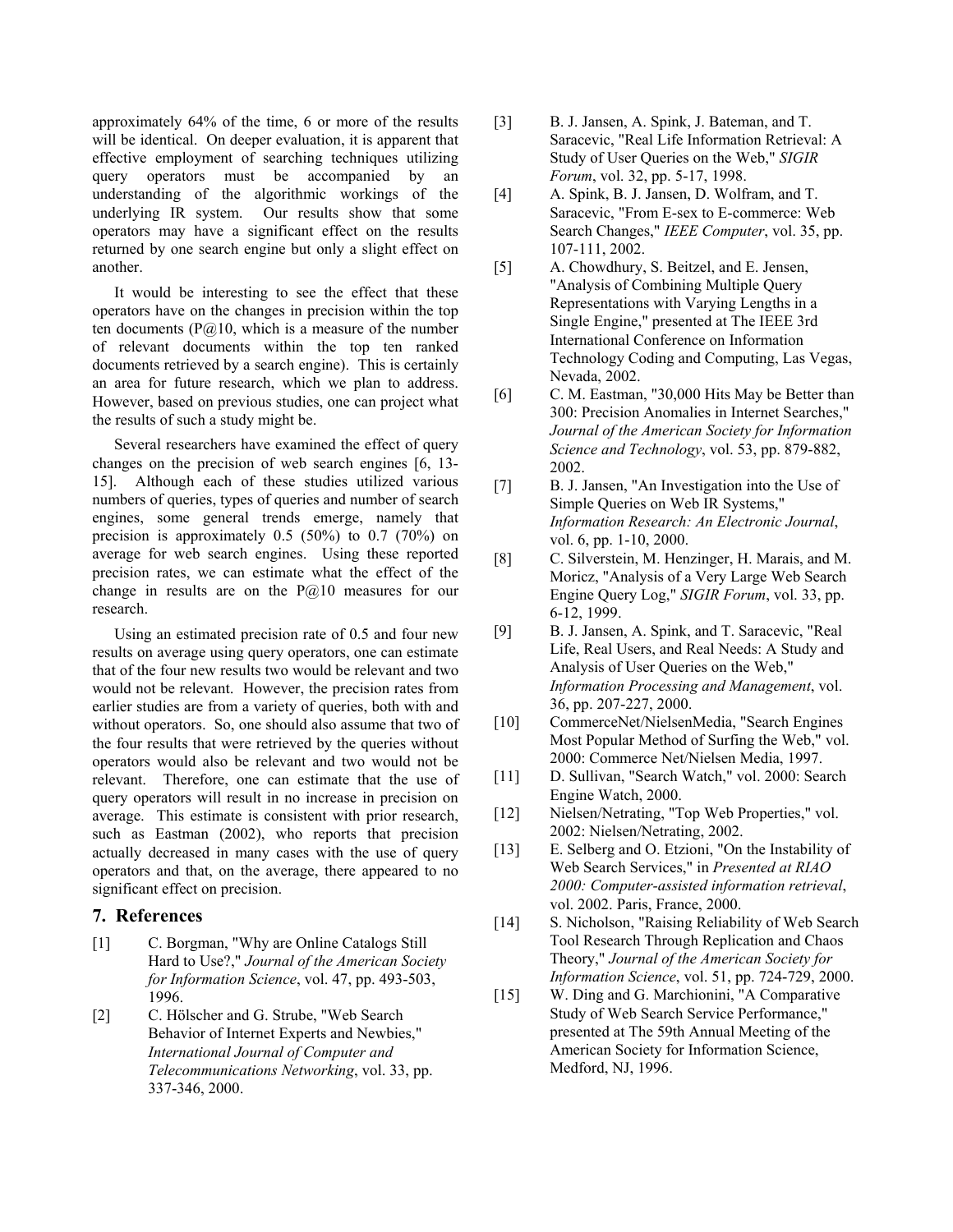approximately 64% of the time, 6 or more of the results will be identical. On deeper evaluation, it is apparent that effective employment of searching techniques utilizing query operators must be accompanied by an understanding of the algorithmic workings of the underlying IR system. Our results show that some operators may have a significant effect on the results returned by one search engine but only a slight effect on another.

It would be interesting to see the effect that these operators have on the changes in precision within the top ten documents (P@10, which is a measure of the number of relevant documents within the top ten ranked documents retrieved by a search engine). This is certainly an area for future research, which we plan to address. However, based on previous studies, one can project what the results of such a study might be.

Several researchers have examined the effect of query changes on the precision of web search engines [6, 13-15]. Although each of these studies utilized various numbers of queries, types of queries and number of search engines, some general trends emerge, namely that precision is approximately 0.5 (50%) to 0.7 (70%) on average for web search engines. Using these reported precision rates, we can estimate what the effect of the change in results are on the P@10 measures for our research.

Using an estimated precision rate of 0.5 and four new results on average using query operators, one can estimate that of the four new results two would be relevant and two would not be relevant. However, the precision rates from earlier studies are from a variety of queries, both with and without operators. So, one should also assume that two of the four results that were retrieved by the queries without operators would also be relevant and two would not be relevant. Therefore, one can estimate that the use of query operators will result in no increase in precision on average. This estimate is consistent with prior research, such as Eastman (2002), who reports that precision actually decreased in many cases with the use of query operators and that, on the average, there appeared to no significant effect on precision.

## 7. References

[1] C. Borgman, "Why are Online Catalogs Still Hard to Use?," *Journal of the American Society for Information Science*, vol. 47, pp. 493-503, 1996.

[2] C. Hölscher and G. Strube, "Web Search Behavior of Internet Experts and Newbies," *International Journal of Computer and Telecommunications Networking*, vol. 33, pp. 337-346, 2000.

[3] B. J. Jansen, A. Spink, J. Bateman, and T. Saracevic, "Real Life Information Retrieval: A Study of User Queries on the Web," *SIGIR Forum*, vol. 32, pp. 5-17, 1998.

[4] A. Spink, B. J. Jansen, D. Wolfram, and T. Saracevic, "From E-sex to E-commerce: Web Search Changes," *IEEE Computer*, vol. 35, pp. 107-111, 2002.

[5] A. Chowdhury, S. Beitzel, and E. Jensen, "Analysis of Combining Multiple Query Representations with Varying Lengths in a Single Engine," presented at The IEEE 3rd International Conference on Information Technology Coding and Computing, Las Vegas, Nevada, 2002.

[6] C. M. Eastman, "30,000 Hits May be Better than 300: Precision Anomalies in Internet Searches," *Journal of the American Society for Information Science and Technology*, vol. 53, pp. 879-882, 2002.

[7] B. J. Jansen, "An Investigation into the Use of Simple Queries on Web IR Systems," *Information Research: An Electronic Journal*, vol. 6, pp. 1-10, 2000.

[8] C. Silverstein, M. Henzinger, H. Marais, and M. Moricz, "Analysis of a Very Large Web Search Engine Query Log," *SIGIR Forum*, vol. 33, pp. 6-12, 1999.

[9] B. J. Jansen, A. Spink, and T. Saracevic, "Real Life, Real Users, and Real Needs: A Study and Analysis of User Queries on the Web," *Information Processing and Management*, vol. 36, pp. 207-227, 2000.

[10] CommerceNet/NielsenMedia, "Search Engines Most Popular Method of Surfing the Web," vol. 2000: Commerce Net/Nielsen Media, 1997.

[11] D. Sullivan, "Search Watch," vol. 2000: Search Engine Watch, 2000.

[12] Nielsen/Netrating, "Top Web Properties," vol. 2002: Nielsen/Netrating, 2002.

[13] E. Selberg and O. Etzioni, "On the Instability of Web Search Services," in *Presented at RIAO 2000: Computer-assisted information retrieval*, vol. 2002. Paris, France, 2000.

[14] S. Nicholson, "Raising Reliability of Web Search Tool Research Through Replication and Chaos Theory," *Journal of the American Society for Information Science*, vol. 51, pp. 724-729, 2000.

[15] W. Ding and G. Marchionini, "A Comparative Study of Web Search Service Performance," presented at The 59th Annual Meeting of the American Society for Information Science, Medford, NJ, 1996.